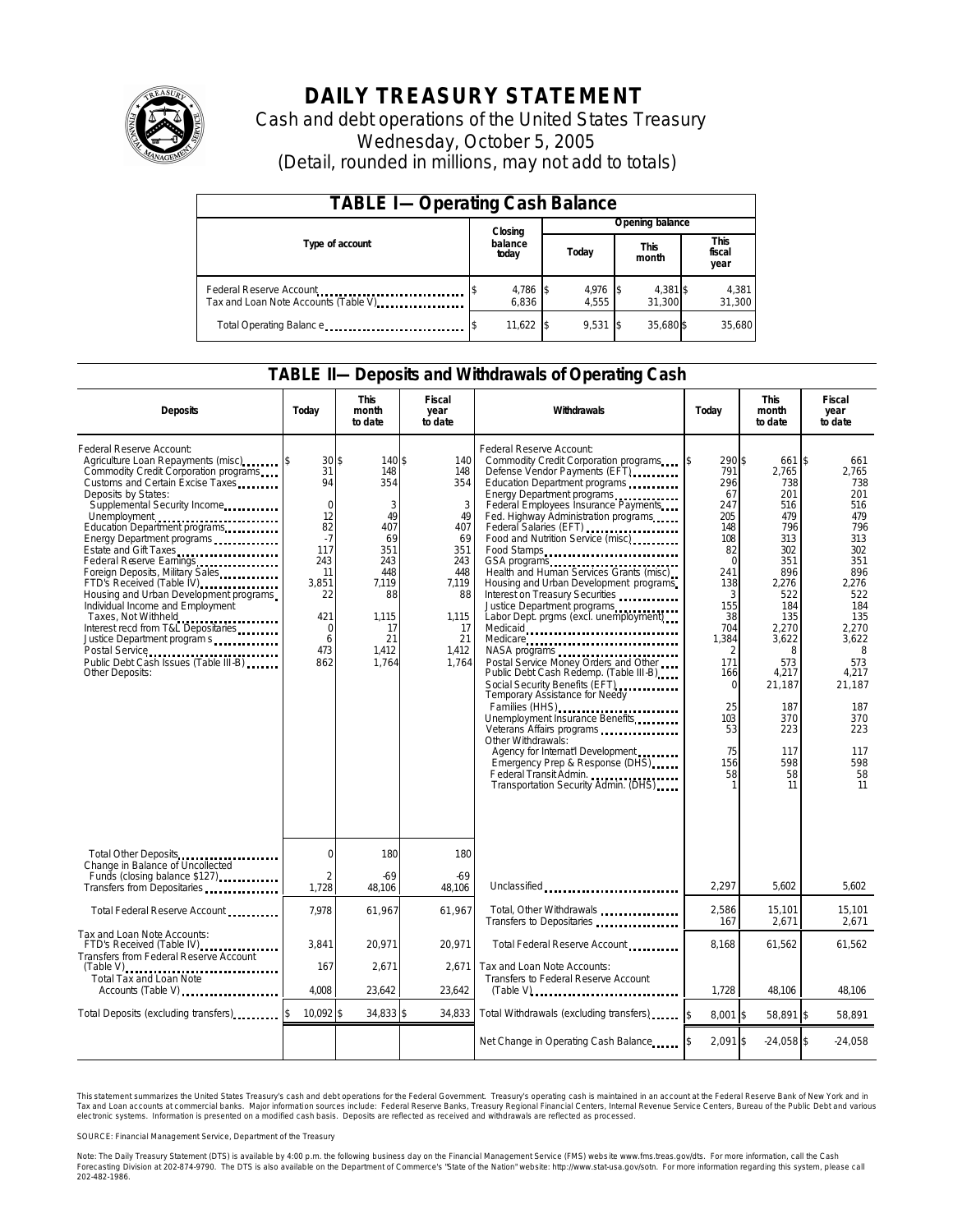# DAILY TREASURY STATEMENT

Cash and debt operations of the United States Treasury

Wednesday, October 5, 2005

(Detail, rounded in millions, may not add to totals)

## TABLE I—Operating Cash Balance

| Type of account | Closing balance today | Opening balance Today | Opening balance This month | Opening balance This fiscal year |
|---|---|---|---|---|
| Federal Reserve Account | $ 4,786 | $ 4,976 | $ 4,381 | $ 4,381 |
| Tax and Loan Note Accounts (Table V) | 6,836 | 4,555 | 31,300 | 31,300 |
| Total Operating Balance | $ 11,622 | $ 9,531 | $ 35,680 | $ 35,680 |

## TABLE II—Deposits and Withdrawals of Operating Cash

| Deposits | Today | This month to date | Fiscal year to date | Withdrawals | Today | This month to date | Fiscal year to date |
|---|---|---|---|---|---|---|---|
| Federal Reserve Account: | | | | Federal Reserve Account: | | | |
| Agriculture Loan Repayments (misc) | $ 30 | $ 140 | $ 140 | Commodity Credit Corporation programs | $ 290 | $ 661 | $ 661 |
| Commodity Credit Corporation programs | 31 | 148 | 148 | Defense Vendor Payments (EFT) | 791 | 2,765 | 2,765 |
| Customs and Certain Excise Taxes | 94 | 354 | 354 | Education Department programs | 296 | 738 | 738 |
| Deposits by States: | | | | Energy Department programs | 67 | 201 | 201 |
| Supplemental Security Income | 0 | 3 | 3 | Federal Employees Insurance Payments | 247 | 516 | 516 |
| Unemployment | 12 | 49 | 49 | Fed. Highway Administration programs | 205 | 479 | 479 |
| Education Department programs | 82 | 407 | 407 | Federal Salaries (EFT) | 148 | 796 | 796 |
| Energy Department programs | -7 | 69 | 69 | Food and Nutrition Service (misc) | 108 | 313 | 313 |
| Estate and Gift Taxes | 117 | 351 | 351 | Food Stamps | 82 | 302 | 302 |
| Federal Reserve Earnings | 243 | 243 | 243 | GSA programs | 0 | 351 | 351 |
| Foreign Deposits, Military Sales | 11 | 448 | 448 | Health and Human Services Grants (misc) | 241 | 896 | 896 |
| FTD's Received (Table IV) | 3,851 | 7,119 | 7,119 | Housing and Urban Development programs | 138 | 2,276 | 2,276 |
| Housing and Urban Development programs | 22 | 88 | 88 | Interest on Treasury Securities | 3 | 522 | 522 |
| Individual Income and Employment Taxes, Not Withheld | 421 | 1,115 | 1,115 | Justice Department programs | 155 | 184 | 184 |
| Interest recd from T&L Depositaries | 0 | 17 | 17 | Labor Dept. prgms (excl. unemployment) | 38 | 135 | 135 |
| Justice Department programs | 6 | 21 | 21 | Medicaid | 704 | 2,270 | 2,270 |
| Postal Service | 473 | 1,412 | 1,412 | Medicare | 1,384 | 3,622 | 3,622 |
| Public Debt Cash Issues (Table III-B) | 862 | 1,764 | 1,764 | NASA programs | 2 | 8 | 8 |
| Other Deposits: | | | | Postal Service Money Orders and Other | 171 | 573 | 573 |
| | | | | Public Debt Cash Redemp. (Table III-B) | 166 | 4,217 | 4,217 |
| | | | | Social Security Benefits (EFT) | 0 | 21,187 | 21,187 |
| | | | | Temporary Assistance for Needy Families (HHS) | 25 | 187 | 187 |
| | | | | Unemployment Insurance Benefits | 103 | 370 | 370 |
| | | | | Veterans Affairs programs | 53 | 223 | 223 |
| | | | | Other Withdrawals: | | | |
| | | | | Agency for Internat'l Development | 75 | 117 | 117 |
| | | | | Emergency Prep & Response (DHS) | 156 | 598 | 598 |
| | | | | Federal Transit Admin. | 58 | 58 | 58 |
| | | | | Transportation Security Admin. (DHS) | 1 | 11 | 11 |
| Total Other Deposits | 0 | 180 | 180 | | | | |
| Change in Balance of Uncollected Funds (closing balance $127) | 2 | -69 | -69 | | | | |
| Transfers from Depositaries | 1,728 | 48,106 | 48,106 | Unclassified | 2,297 | 5,602 | 5,602 |
| Total Federal Reserve Account | 7,978 | 61,967 | 61,967 | Total, Other Withdrawals | 2,586 | 15,101 | 15,101 |
| | | | | Transfers to Depositaries | 167 | 2,671 | 2,671 |
| Tax and Loan Note Accounts: | | | | Total Federal Reserve Account | 8,168 | 61,562 | 61,562 |
| FTD's Received (Table IV) | 3,841 | 20,971 | 20,971 | | | | |
| Transfers from Federal Reserve Account (Table V) | 167 | 2,671 | 2,671 | Tax and Loan Note Accounts: | | | |
| Total Tax and Loan Note Accounts (Table V) | 4,008 | 23,642 | 23,642 | Transfers to Federal Reserve Account (Table V) | 1,728 | 48,106 | 48,106 |
| Total Deposits (excluding transfers) | $ 10,092 | $ 34,833 | $ 34,833 | Total Withdrawals (excluding transfers) | $ 8,001 | $ 58,891 | $ 58,891 |
| | | | | Net Change in Operating Cash Balance | $ 2,091 | $ -24,058 | $ -24,058 |

This statement summarizes the United States Treasury's cash and debt operations for the Federal Government. Treasury's operating cash is maintained in an account at the Federal Reserve Bank of New York and in Tax and Loan accounts at commercial banks. Major information sources include: Federal Reserve Banks, Treasury Regional Financial Centers, Internal Revenue Service Centers, Bureau of the Public Debt and various electronic systems. Information is presented on a modified cash basis. Deposits are reflected as received and withdrawals are reflected as processed.

SOURCE: Financial Management Service, Department of the Treasury

Note: The Daily Treasury Statement (DTS) is available by 4:00 p.m. the following business day on the Financial Management Service (FMS) website www.fms.treas.gov/dts. For more information, call the Cash Forecasting Division at 202-874-9790. The DTS is also available on the Department of Commerce's "State of the Nation" website: http://www.stat-usa.gov/sotn. For more information regarding this system, please call 202-482-1986.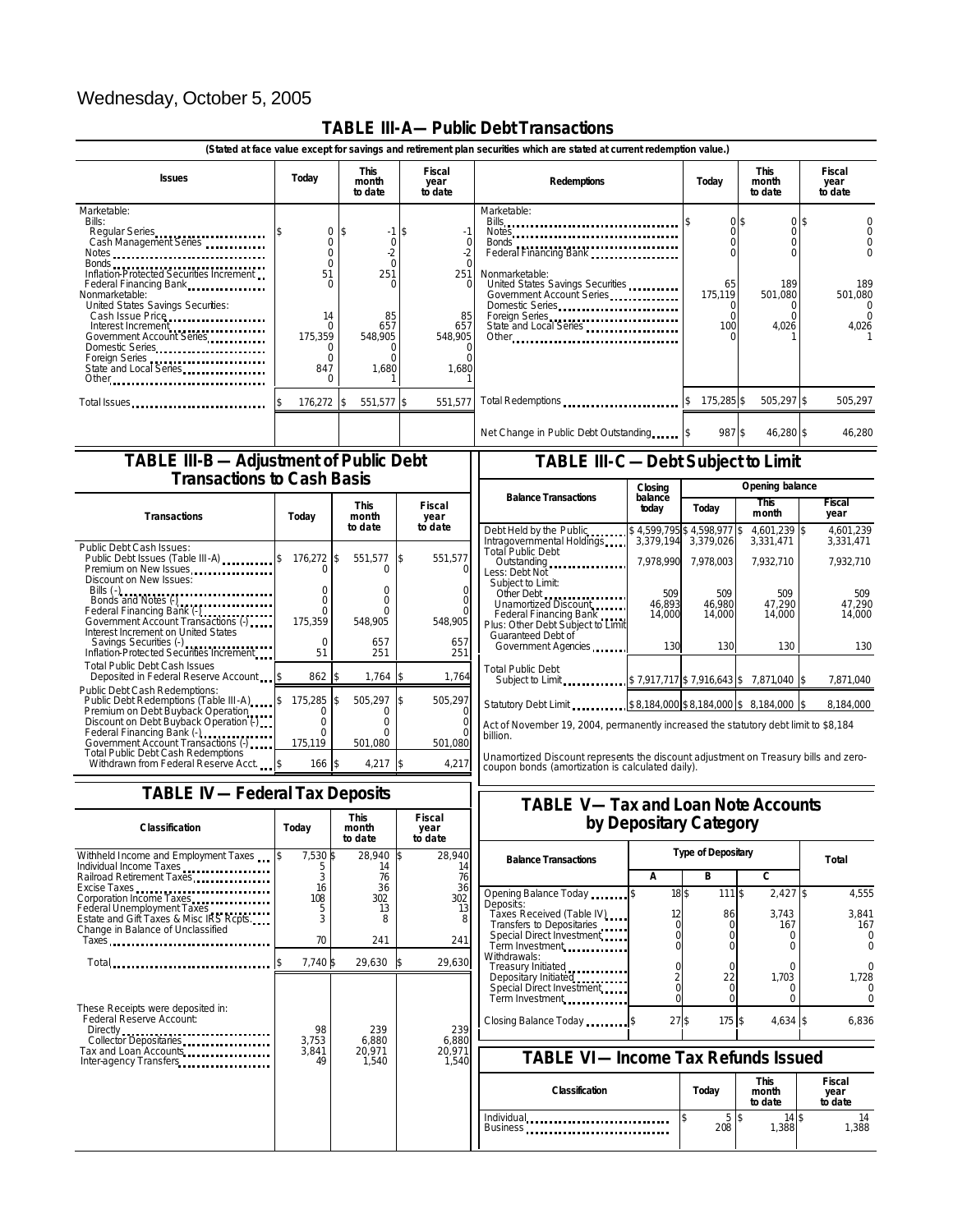Wednesday, October 5, 2005

## TABLE III-A — Public Debt Transactions

(Stated at face value except for savings and retirement plan securities which are stated at current redemption value.)

| Issues | Today | This month to date | Fiscal year to date | Redemptions | Today | This month to date | Fiscal year to date |
|---|---|---|---|---|---|---|---|
| Marketable: | | | | Marketable: | | | |
| Bills: | | | | Bills | $ 0 | $ 0 | $ 0 |
| Regular Series | $ 0 | $ -1 | $ -1 | Notes | 0 | 0 | 0 |
| Cash Management Series | 0 | 0 | 0 | Bonds | 0 | 0 | 0 |
| Notes | 0 | -2 | -2 | Federal Financing Bank | 0 | 0 | 0 |
| Bonds | 0 | 0 | 0 | | | | |
| Inflation-Protected Securities Increment | 51 | 251 | 251 | Nonmarketable: | | | |
| Federal Financing Bank | 0 | 0 | 0 | United States Savings Securities | 65 | 189 | 189 |
| Nonmarketable: | | | | Government Account Series | 175,119 | 501,080 | 501,080 |
| United States Savings Securities: | | | | Domestic Series | 0 | 0 | 0 |
| Cash Issue Price | 14 | 85 | 85 | Foreign Series | 0 | 0 | 0 |
| Interest Increment | 0 | 657 | 657 | State and Local Series | 100 | 4,026 | 4,026 |
| Government Account Series | 175,359 | 548,905 | 548,905 | Other | 0 | 1 | 1 |
| Domestic Series | 0 | 0 | 0 | | | | |
| Foreign Series | 0 | 0 | 0 | | | | |
| State and Local Series | 847 | 1,680 | 1,680 | | | | |
| Other | 0 | 1 | 1 | | | | |
| Total Issues | $ 176,272 | $ 551,577 | $ 551,577 | Total Redemptions | $ 175,285 | $ 505,297 | $ 505,297 |
| | | | | Net Change in Public Debt Outstanding | $ 987 | $ 46,280 | $ 46,280 |

## TABLE III-B — Adjustment of Public Debt Transactions to Cash Basis

| Transactions | Today | This month to date | Fiscal year to date |
|---|---|---|---|
| Public Debt Cash Issues: | | | |
| Public Debt Issues (Table III-A) | $ 176,272 | $ 551,577 | $ 551,577 |
| Premium on New Issues | 0 | 0 | 0 |
| Discount on New Issues: | | | |
| Bills (-) | 0 | 0 | 0 |
| Bonds and Notes (-) | 0 | 0 | 0 |
| Federal Financing Bank (-) | 0 | 0 | 0 |
| Government Account Transactions (-) | 175,359 | 548,905 | 548,905 |
| Interest Increment on United States Savings Securities (-) | 0 | 657 | 657 |
| Inflation-Protected Securities Increment | 51 | 251 | 251 |
| Total Public Debt Cash Issues Deposited in Federal Reserve Account | $ 862 | $ 1,764 | $ 1,764 |
| Public Debt Cash Redemptions: | | | |
| Public Debt Redemptions (Table III-A) | $ 175,285 | $ 505,297 | $ 505,297 |
| Premium on Debt Buyback Operation | 0 | 0 | 0 |
| Discount on Debt Buyback Operation (-) | 0 | 0 | 0 |
| Federal Financing Bank (-) | 0 | 0 | 0 |
| Government Account Transactions (-) | 175,119 | 501,080 | 501,080 |
| Total Public Debt Cash Redemptions Withdrawn from Federal Reserve Acct. | $ 166 | $ 4,217 | $ 4,217 |

## TABLE III-C — Debt Subject to Limit

| Balance Transactions | Closing balance today | Opening balance Today | Opening balance This month | Opening balance Fiscal year |
|---|---|---|---|---|
| Debt Held by the Public | $ 4,599,795 | $ 4,598,977 | $ 4,601,239 | $ 4,601,239 |
| Intragovernmental Holdings | 3,379,194 | 3,379,026 | 3,331,471 | 3,331,471 |
| Total Public Debt Outstanding | 7,978,990 | 7,978,003 | 7,932,710 | 7,932,710 |
| Less: Debt Not Subject to Limit: | | | | |
| Other Debt | 509 | 509 | 509 | 509 |
| Unamortized Discount | 46,893 | 46,980 | 47,290 | 47,290 |
| Federal Financing Bank | 14,000 | 14,000 | 14,000 | 14,000 |
| Plus: Other Debt Subject to Limit | | | | |
| Guaranteed Debt of Government Agencies | 130 | 130 | 130 | 130 |
| Total Public Debt Subject to Limit | $ 7,917,717 | $ 7,916,643 | $ 7,871,040 | $ 7,871,040 |
| Statutory Debt Limit | $ 8,184,000 | $ 8,184,000 | $ 8,184,000 | $ 8,184,000 |

Act of November 19, 2004, permanently increased the statutory debt limit to $8,184 billion.

Unamortized Discount represents the discount adjustment on Treasury bills and zero-coupon bonds (amortization is calculated daily).

## TABLE IV — Federal Tax Deposits

| Classification | Today | This month to date | Fiscal year to date |
|---|---|---|---|
| Withheld Income and Employment Taxes | $ 7,530 | $ 28,940 | $ 28,940 |
| Individual Income Taxes | 5 | 14 | 14 |
| Railroad Retirement Taxes | 3 | 76 | 76 |
| Excise Taxes | 16 | 36 | 36 |
| Corporation Income Taxes | 108 | 302 | 302 |
| Federal Unemployment Taxes | 5 | 13 | 13 |
| Estate and Gift Taxes & Misc IRS Rcpts. | 3 | 8 | 8 |
| Change in Balance of Unclassified Taxes | 70 | 241 | 241 |
| Total | $ 7,740 | $ 29,630 | $ 29,630 |
| These Receipts were deposited in: | | | |
| Federal Reserve Account: | | | |
| Directly | 98 | 239 | 239 |
| Collector Depositaries | 3,753 | 6,880 | 6,880 |
| Tax and Loan Accounts | 3,841 | 20,971 | 20,971 |
| Inter-agency Transfers | 49 | 1,540 | 1,540 |

## TABLE V — Tax and Loan Note Accounts by Depositary Category

| Balance Transactions | Type of Depositary A | B | C | Total |
|---|---|---|---|---|
| Opening Balance Today | $ 18 | $ 111 | $ 2,427 | $ 4,555 |
| Deposits: | | | | |
| Taxes Received (Table IV) | 12 | 86 | 3,743 | 3,841 |
| Transfers to Depositaries | 0 | 0 | 167 | 167 |
| Special Direct Investment | 0 | 0 | 0 | 0 |
| Term Investment | 0 | 0 | 0 | 0 |
| Withdrawals: | | | | |
| Treasury Initiated | 0 | 0 | 0 | 0 |
| Depositary Initiated | 2 | 22 | 1,703 | 1,728 |
| Special Direct Investment | 0 | 0 | 0 | 0 |
| Term Investment | 0 | 0 | 0 | 0 |
| Closing Balance Today | $ 27 | $ 175 | $ 4,634 | $ 6,836 |

## TABLE VI — Income Tax Refunds Issued

| Classification | Today | This month to date | Fiscal year to date |
|---|---|---|---|
| Individual | $ 5 | $ 14 | $ 14 |
| Business | 208 | 1,388 | 1,388 |